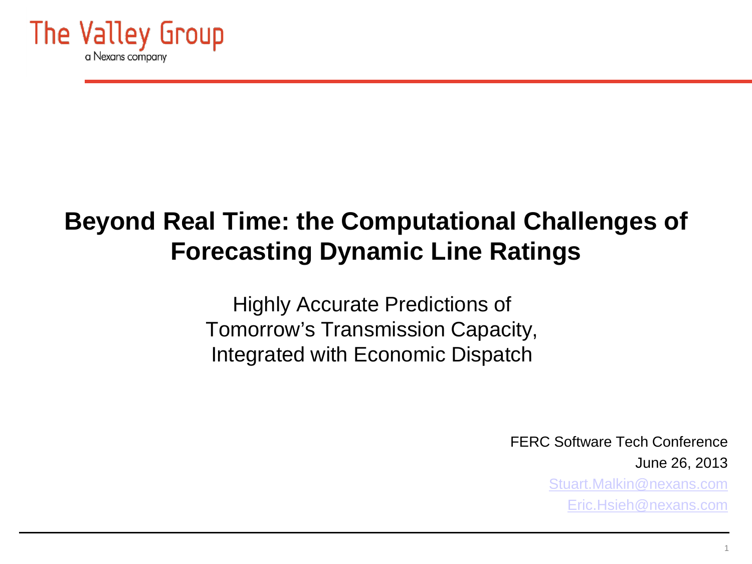The Valley Group
a Nexans company

# Beyond Real Time: the Computational Challenges of Forecasting Dynamic Line Ratings

Highly Accurate Predictions of
Tomorrow's Transmission Capacity,
Integrated with Economic Dispatch

FERC Software Tech Conference
June 26, 2013
Stuart.Malkin@nexans.com
Eric.Hsieh@nexans.com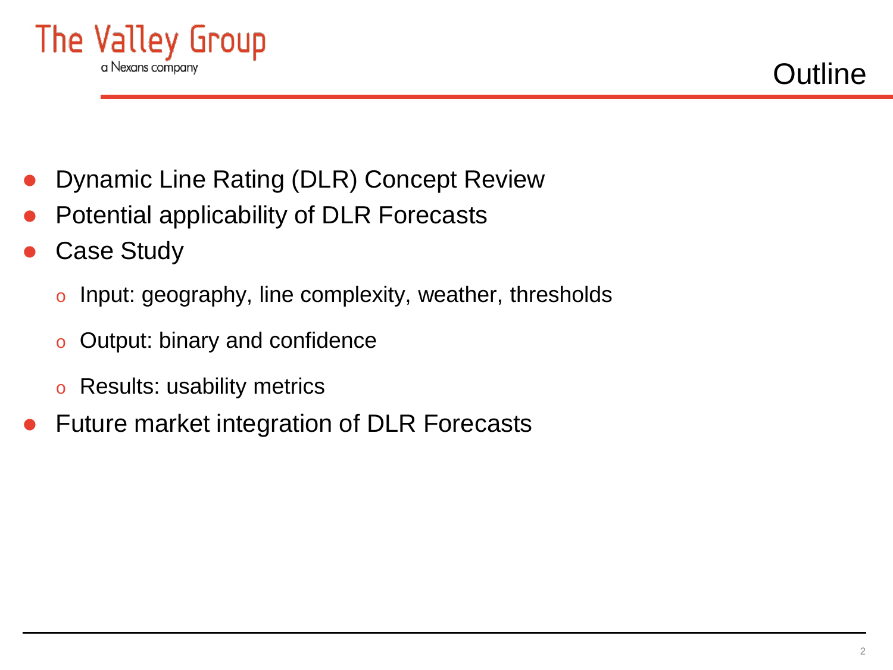# Outline

- Dynamic Line Rating (DLR) Concept Review
- Potential applicability of DLR Forecasts
- Case Study
  - Input: geography, line complexity, weather, thresholds
  - Output: binary and confidence
  - Results: usability metrics
- Future market integration of DLR Forecasts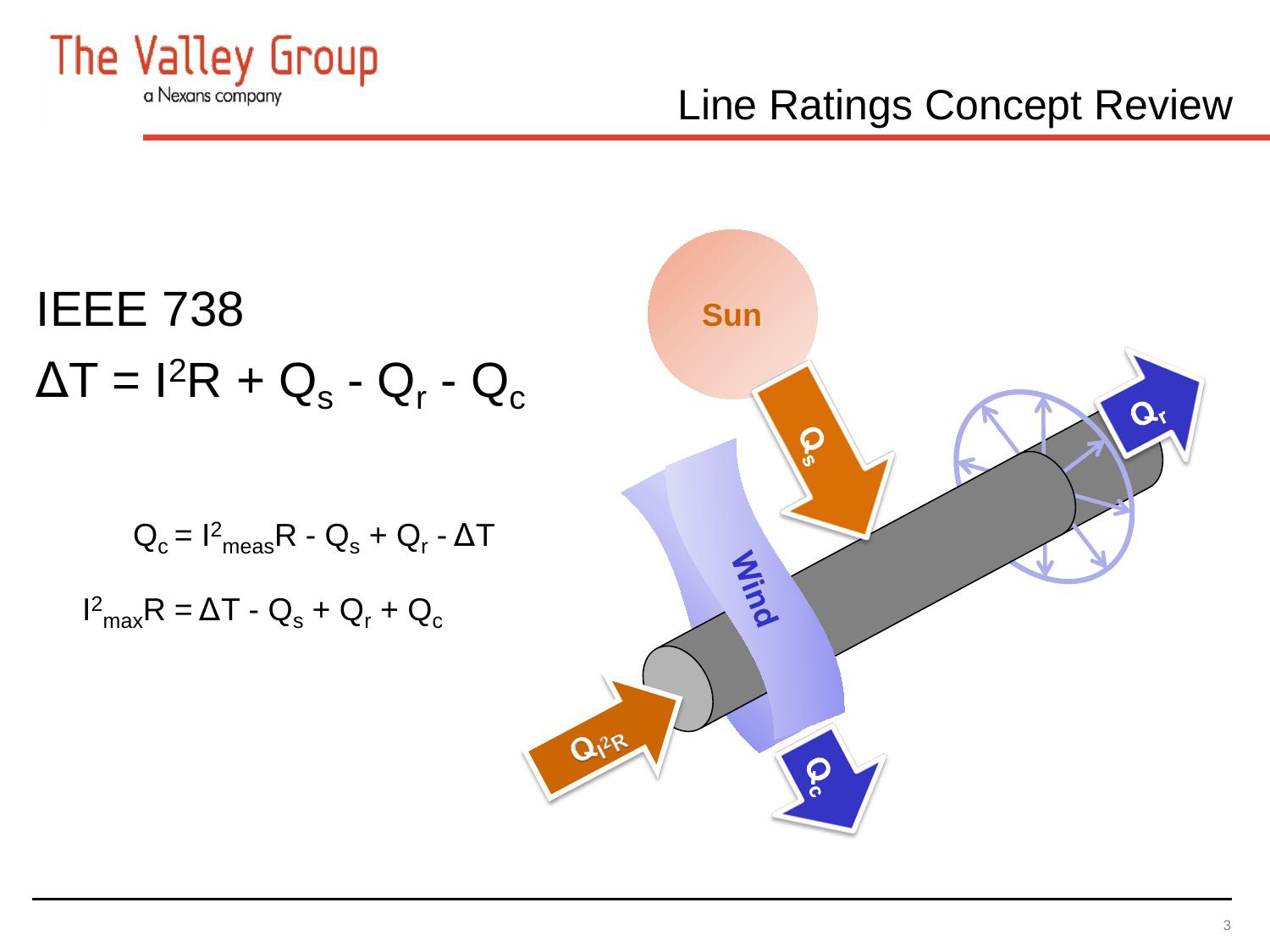# Line Ratings Concept Review

## IEEE 738

$$\Delta T = I^2R + Q_s - Q_r - Q_c$$

$$Q_c = I^2_{meas}R - Q_s + Q_r - \Delta T$$

$$I^2_{max}R = \Delta T - Q_s + Q_r + Q_c$$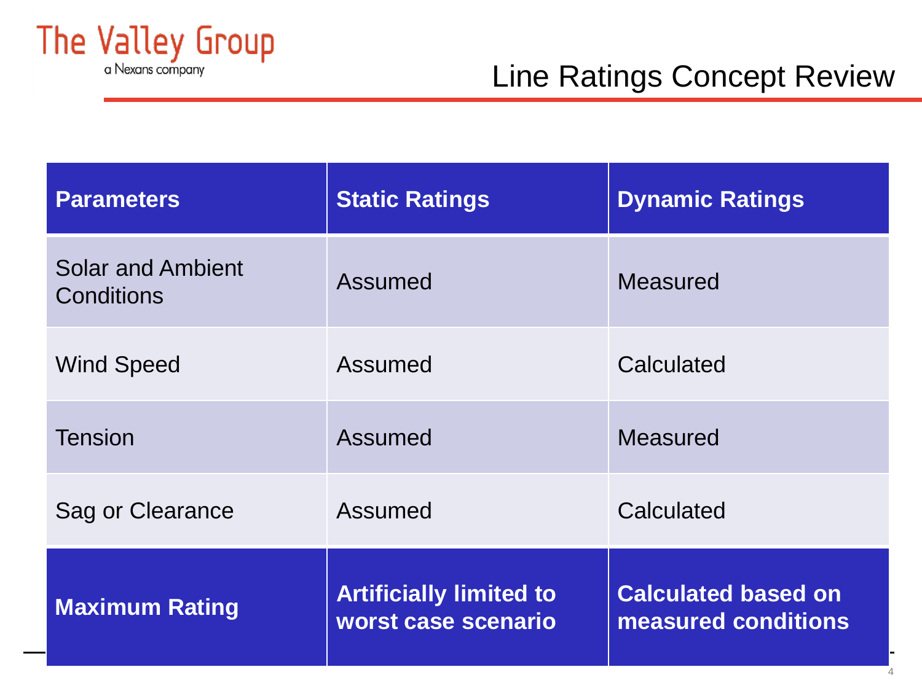# Line Ratings Concept Review

| Parameters | Static Ratings | Dynamic Ratings |
| --- | --- | --- |
| Solar and Ambient Conditions | Assumed | Measured |
| Wind Speed | Assumed | Calculated |
| Tension | Assumed | Measured |
| Sag or Clearance | Assumed | Calculated |
| **Maximum Rating** | **Artificially limited to worst case scenario** | **Calculated based on measured conditions** |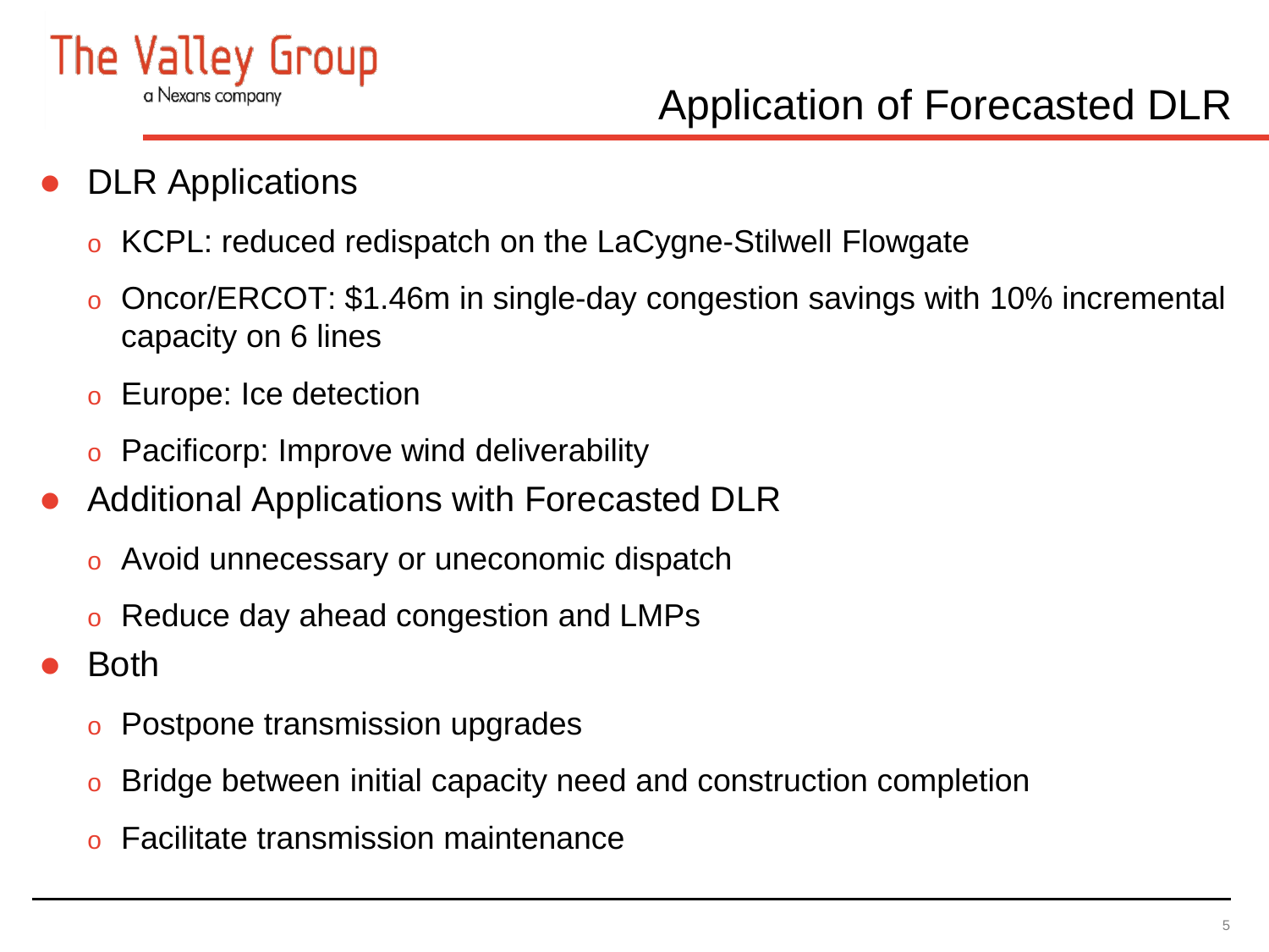# Application of Forecasted DLR

- DLR Applications
  - KCPL: reduced redispatch on the LaCygne-Stilwell Flowgate
  - Oncor/ERCOT: $1.46m in single-day congestion savings with 10% incremental capacity on 6 lines
  - Europe: Ice detection
  - Pacificorp: Improve wind deliverability
- Additional Applications with Forecasted DLR
  - Avoid unnecessary or uneconomic dispatch
  - Reduce day ahead congestion and LMPs
- Both
  - Postpone transmission upgrades
  - Bridge between initial capacity need and construction completion
  - Facilitate transmission maintenance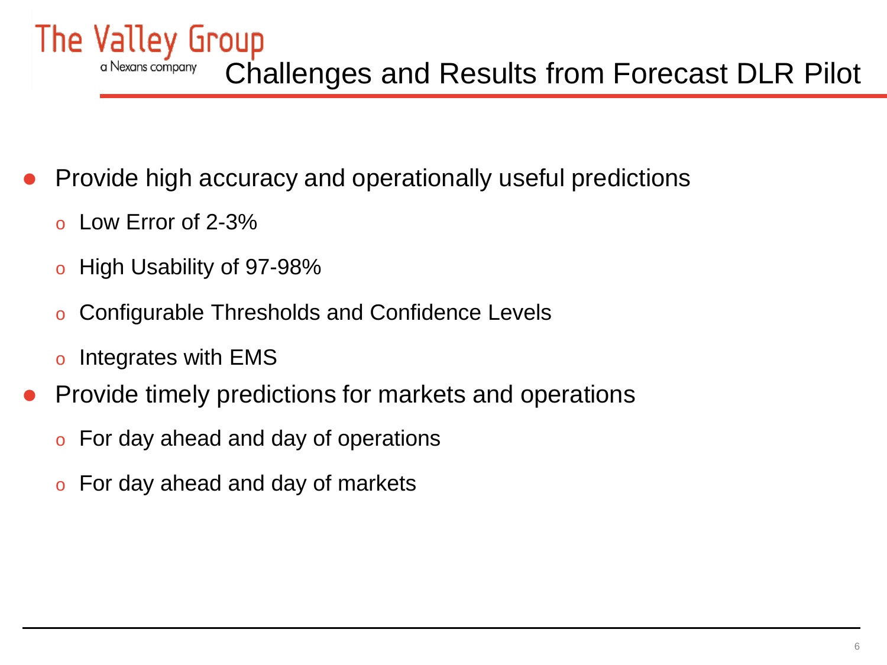# Challenges and Results from Forecast DLR Pilot

- Provide high accuracy and operationally useful predictions
  - Low Error of 2-3%
  - High Usability of 97-98%
  - Configurable Thresholds and Confidence Levels
  - Integrates with EMS
- Provide timely predictions for markets and operations
  - For day ahead and day of operations
  - For day ahead and day of markets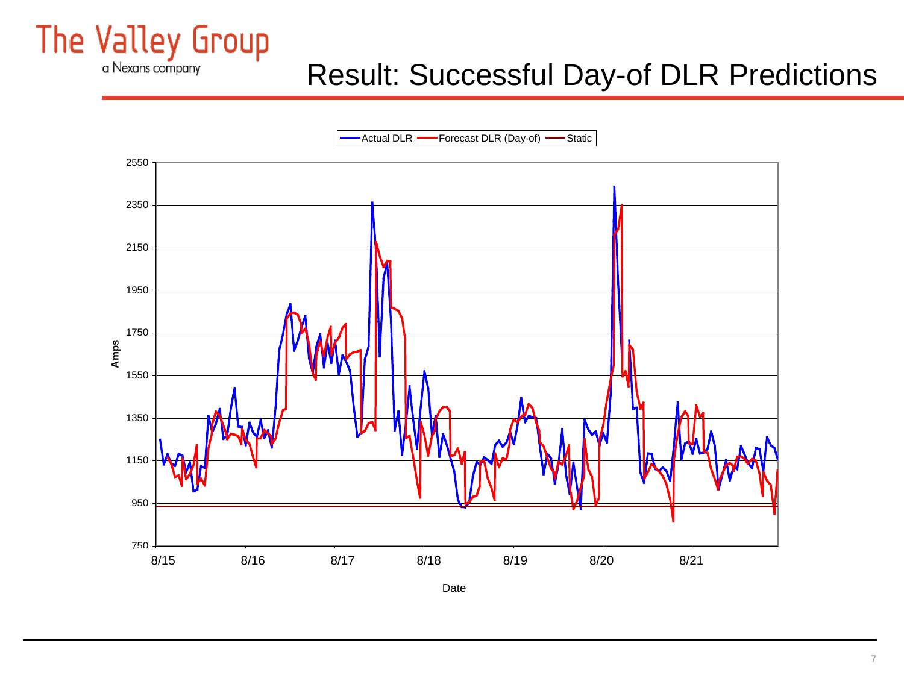# Result: Successful Day-of DLR Predictions

Actual DLR — Forecast DLR (Day-of) — Static

Amps: 750, 950, 1150, 1350, 1550, 1750, 1950, 2150, 2350, 2550

Date: 8/15, 8/16, 8/17, 8/18, 8/19, 8/20, 8/21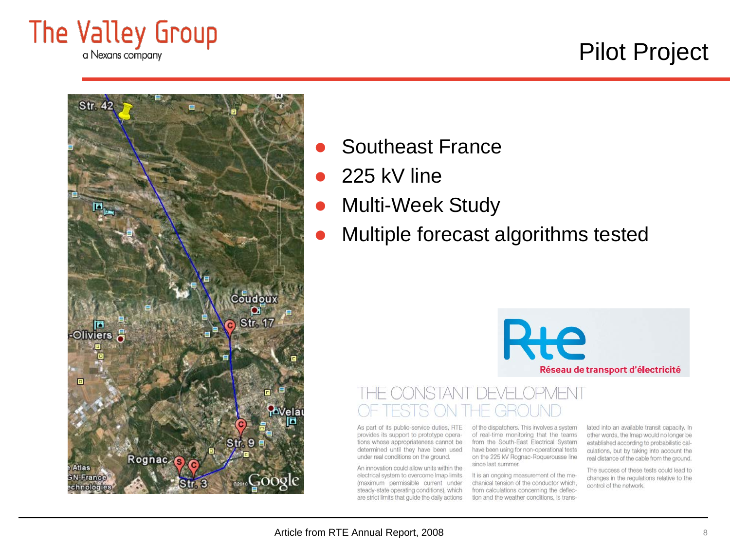# Pilot Project

- Southeast France
- 225 kV line
- Multi-Week Study
- Multiple forecast algorithms tested

Rte
Réseau de transport d'électricité

## THE CONSTANT DEVELOPMENT OF TESTS ON THE GROUND

As part of its public-service duties, RTE provides its support to prototype operations whose appropriateness cannot be determined until they have been used under real conditions on the ground.

An innovation could allow units within the electrical system to overcome Imap limits (maximum permissible current under steady-state operating conditions), which are strict limits that guide the daily actions of the dispatchers. This involves a system of real-time monitoring that the teams from the South-East Electrical System have been using for non-operational tests on the 225 kV Rognac-Roquerousse line since last summer.

It is an ongoing measurement of the mechanical tension of the conductor which, from calculations concerning the deflection and the weather conditions, is translated into an available transit capacity. In other words, the Imap would no longer be established according to probabilistic calculations, but by taking into account the real distance of the cable from the ground.

The success of these tests could lead to changes in the regulations relative to the control of the network.

Article from RTE Annual Report, 2008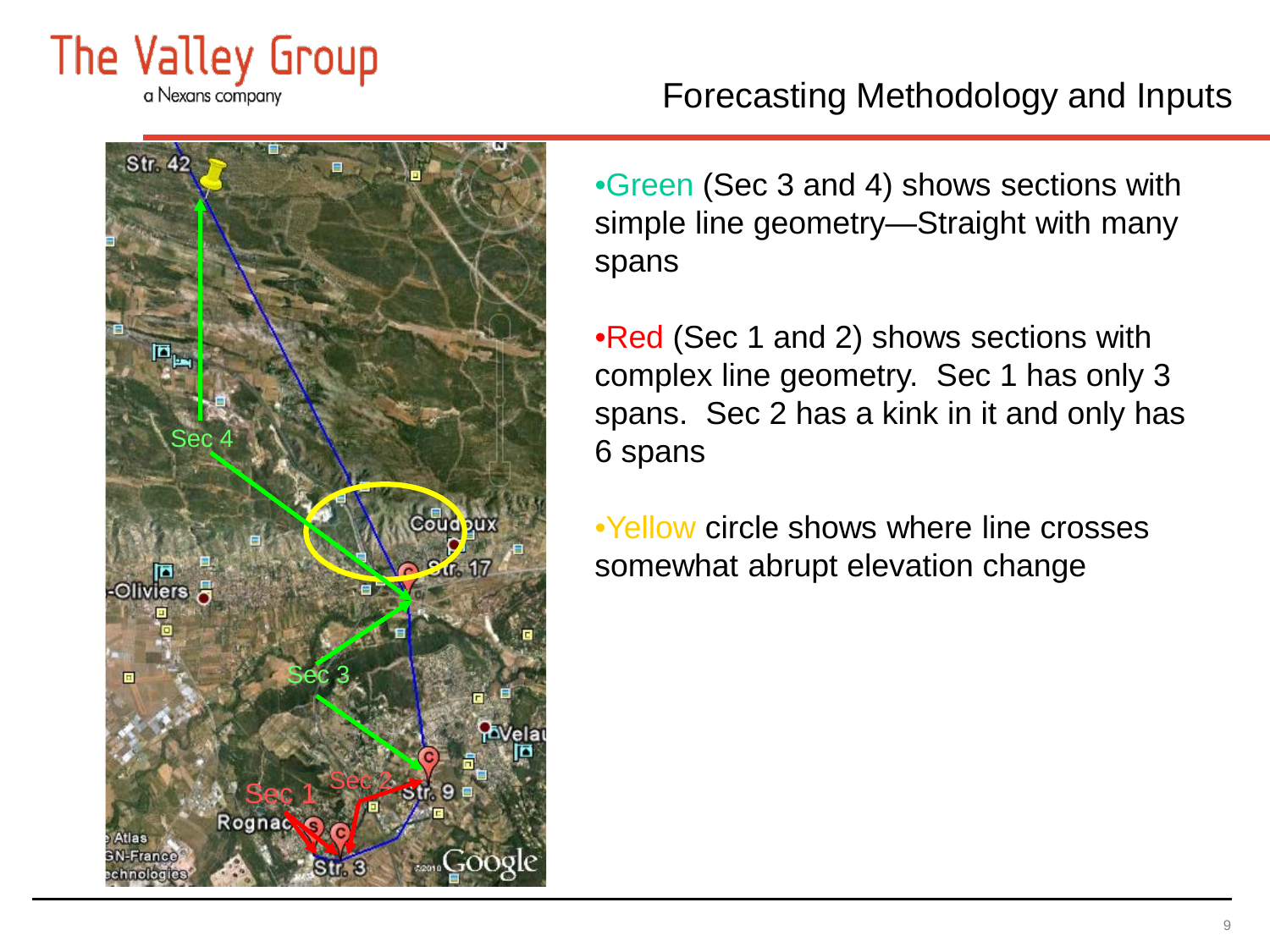# Forecasting Methodology and Inputs

- Green (Sec 3 and 4) shows sections with simple line geometry—Straight with many spans
- Red (Sec 1 and 2) shows sections with complex line geometry. Sec 1 has only 3 spans. Sec 2 has a kink in it and only has 6 spans
- Yellow circle shows where line crosses somewhat abrupt elevation change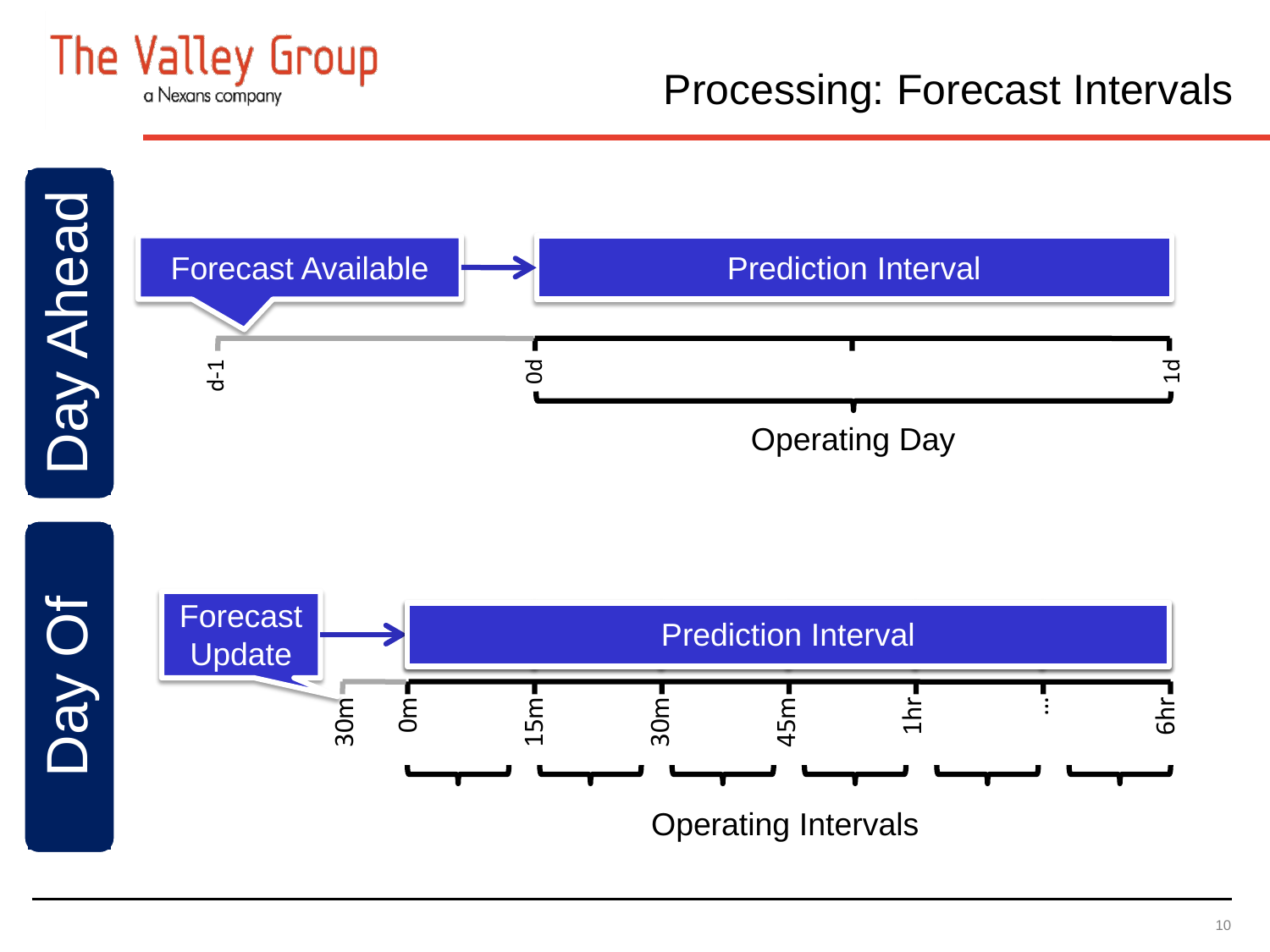# Processing: Forecast Intervals

## Day Ahead

Forecast Available → Prediction Interval

d-1 | 0d | 1d

Operating Day

## Day Of

Forecast Update → Prediction Interval

30m | 0m | 15m | 30m | 45m | 1hr | … | 6hr

Operating Intervals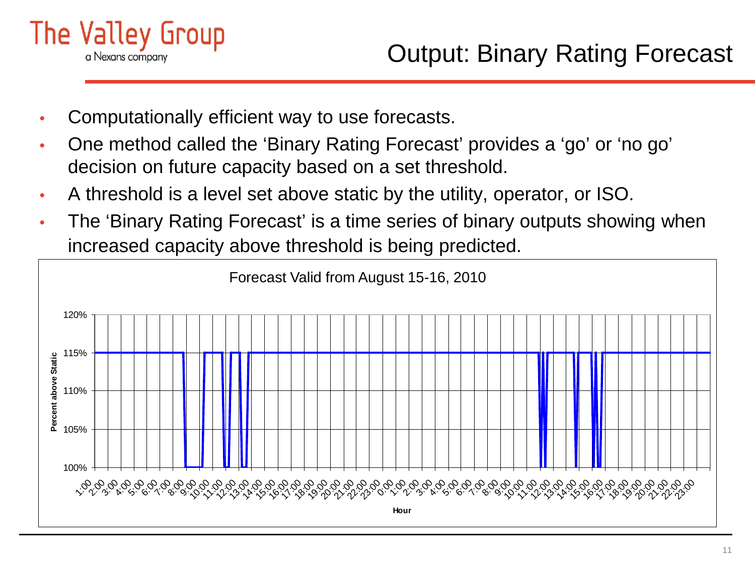# Output: Binary Rating Forecast

- Computationally efficient way to use forecasts.
- One method called the 'Binary Rating Forecast' provides a 'go' or 'no go' decision on future capacity based on a set threshold.
- A threshold is a level set above static by the utility, operator, or ISO.
- The 'Binary Rating Forecast' is a time series of binary outputs showing when increased capacity above threshold is being predicted.

Forecast Valid from August 15-16, 2010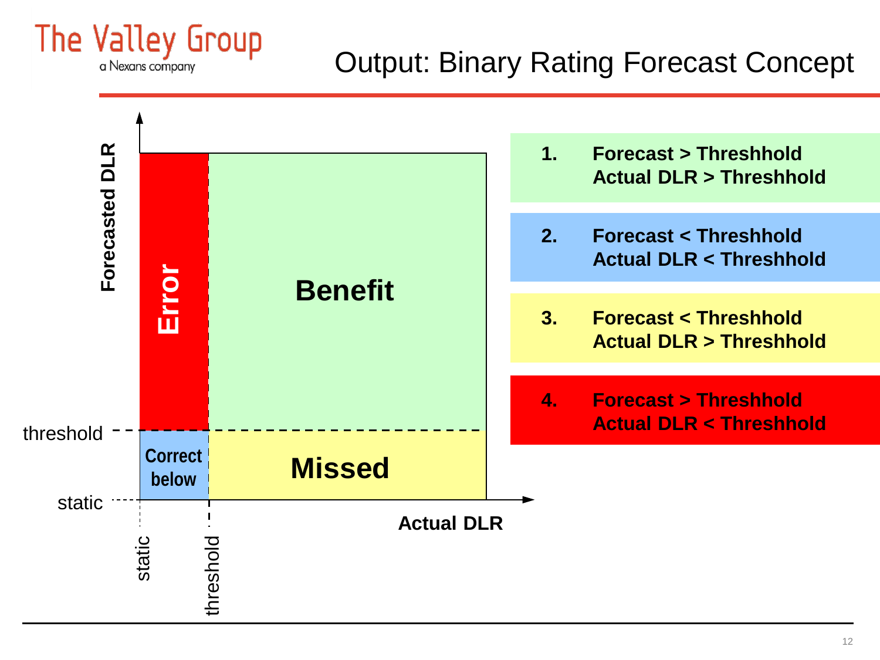# Output: Binary Rating Forecast Concept

Forecasted DLR

| | | |
|---|---|---|
| | **Error** | **Benefit** |
| threshold | **Correct below** | **Missed** |
| static | | |

static | threshold

**Actual DLR**

1. **Forecast > Threshhold**
   **Actual DLR > Threshhold**
2. **Forecast < Threshhold**
   **Actual DLR < Threshhold**
3. **Forecast < Threshhold**
   **Actual DLR > Threshhold**
4. **Forecast > Threshhold**
   **Actual DLR < Threshhold**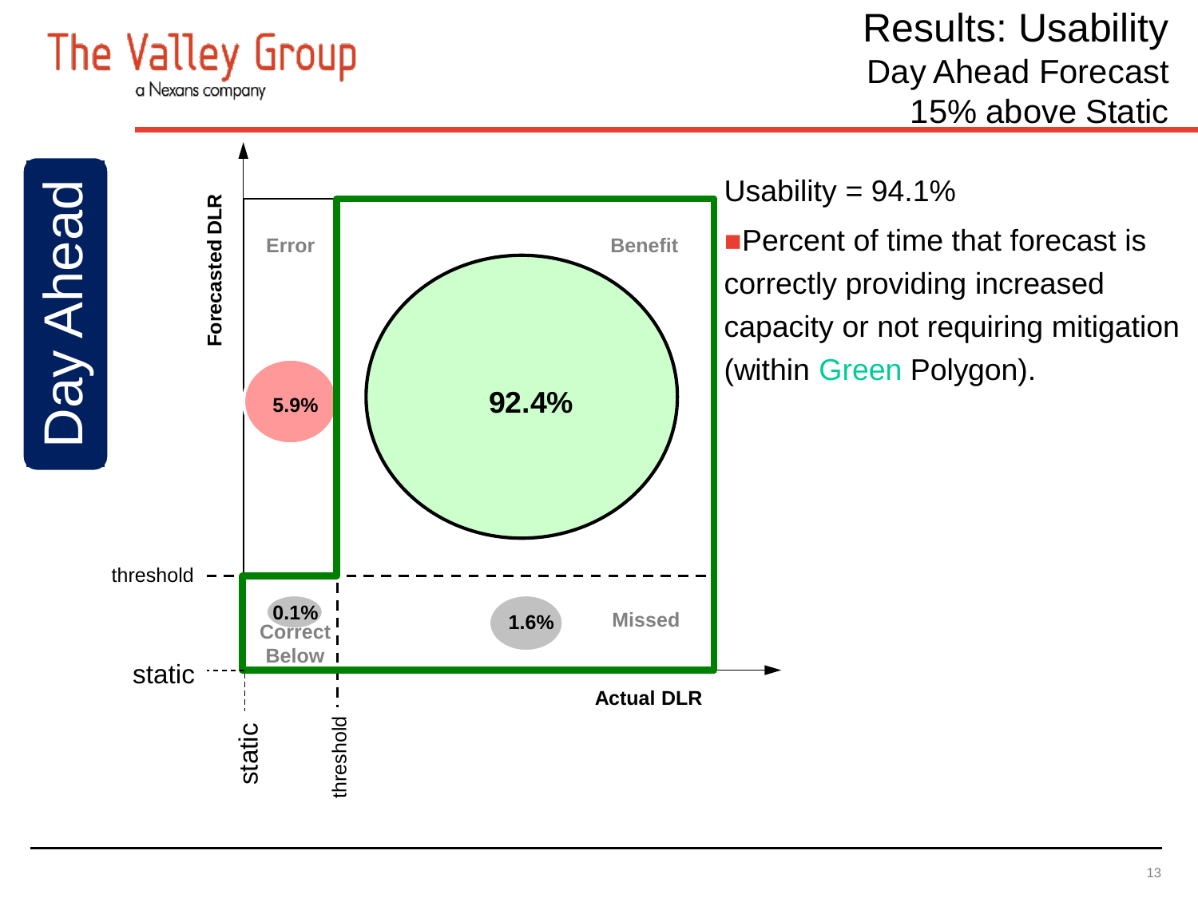# Results: Usability

## Day Ahead Forecast 15% above Static

Day Ahead

Forecasted DLR

Error

Benefit

5.9%

92.4%

threshold

0.1%
Correct Below

1.6%

Missed

static

Actual DLR

static

threshold

Usability = 94.1%

- Percent of time that forecast is correctly providing increased capacity or not requiring mitigation (within Green Polygon).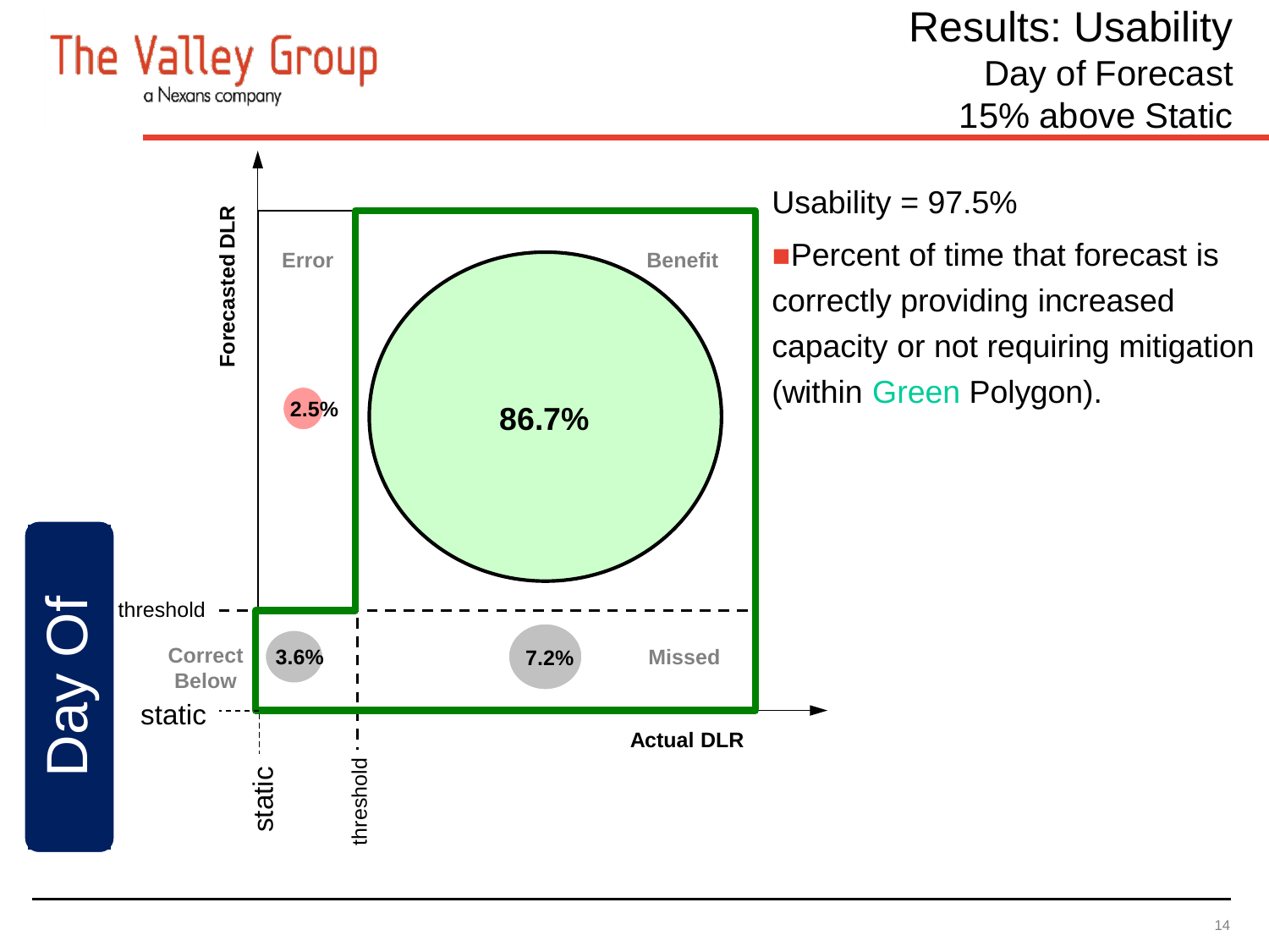# Results: Usability

## Day of Forecast
## 15% above Static

Day Of

Forecasted DLR

Error

2.5%

86.7%

Benefit

threshold

Correct Below

3.6%

7.2%

Missed

static

Actual DLR

static

threshold

Usability = 97.5%

- Percent of time that forecast is correctly providing increased capacity or not requiring mitigation (within Green Polygon).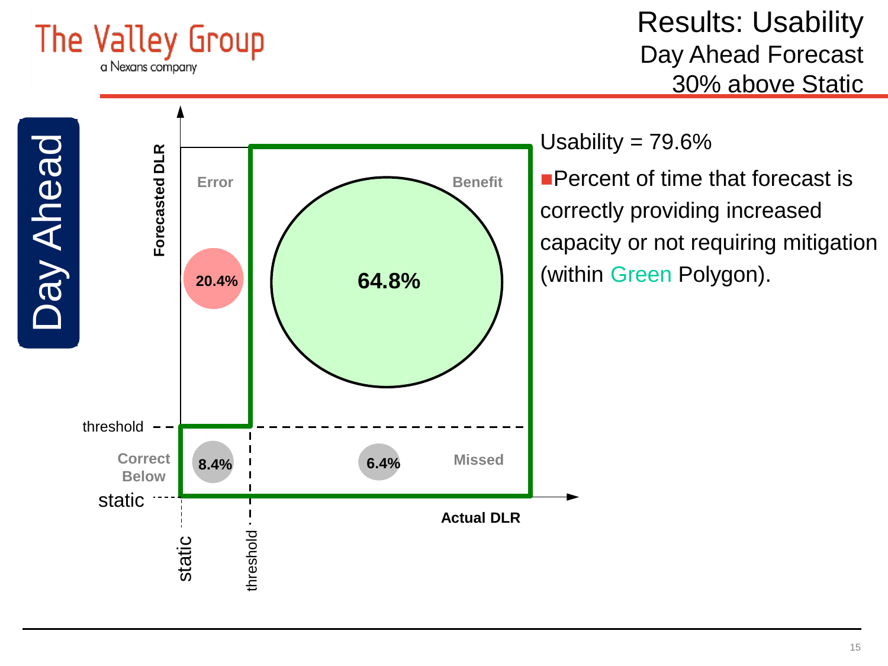# Results: Usability

## Day Ahead Forecast
## 30% above Static

Day Ahead

Forecasted DLR

Error

20.4%

Benefit

64.8%

threshold

Correct Below

8.4%

6.4%

Missed

static

Actual DLR

static

threshold

Usability = 79.6%

- Percent of time that forecast is correctly providing increased capacity or not requiring mitigation (within Green Polygon).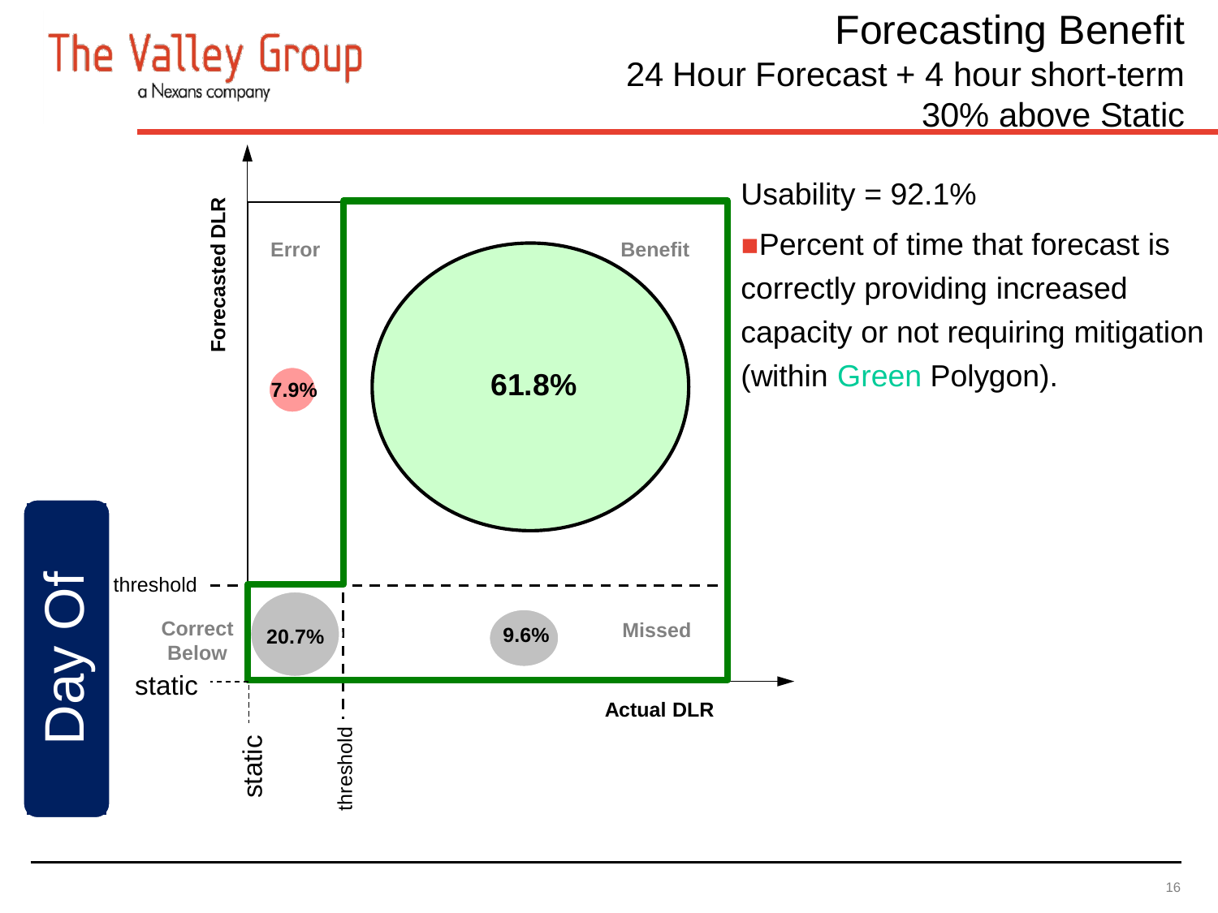The Valley Group
a Nexans company

# Forecasting Benefit
## 24 Hour Forecast + 4 hour short-term
## 30% above Static

Day Of

Forecasted DLR

Error

7.9%

Benefit

61.8%

threshold

Correct Below

20.7%

9.6%

Missed

static

static

threshold

Actual DLR

Usability = 92.1%

- Percent of time that forecast is correctly providing increased capacity or not requiring mitigation (within Green Polygon).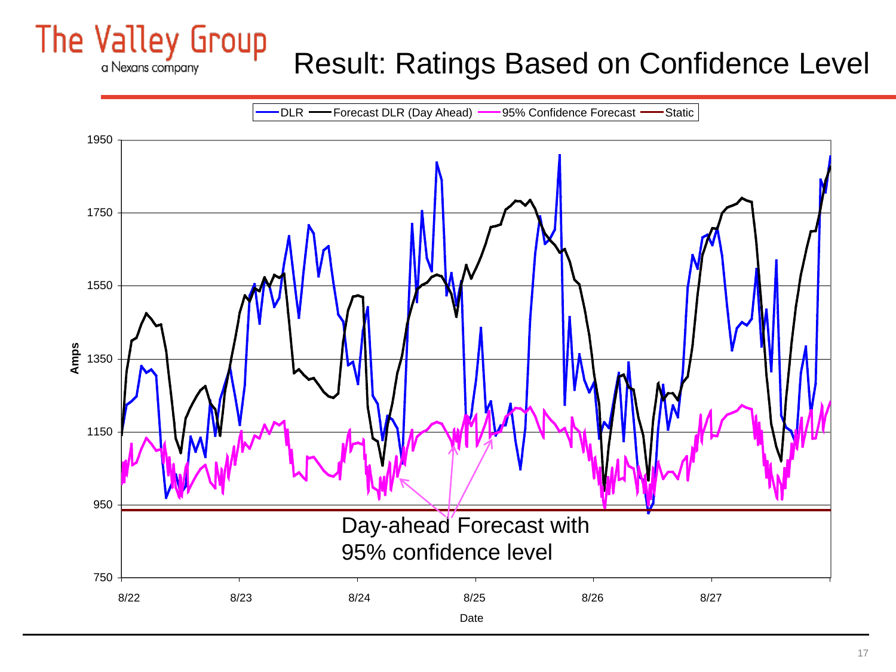The Valley Group

a Nexans company

# Result: Ratings Based on Confidence Level

DLR — Forecast DLR (Day Ahead) — 95% Confidence Forecast — Static

Amps: 750, 950, 1150, 1350, 1550, 1750, 1950

Date: 8/22, 8/23, 8/24, 8/25, 8/26, 8/27

Day-ahead Forecast with 95% confidence level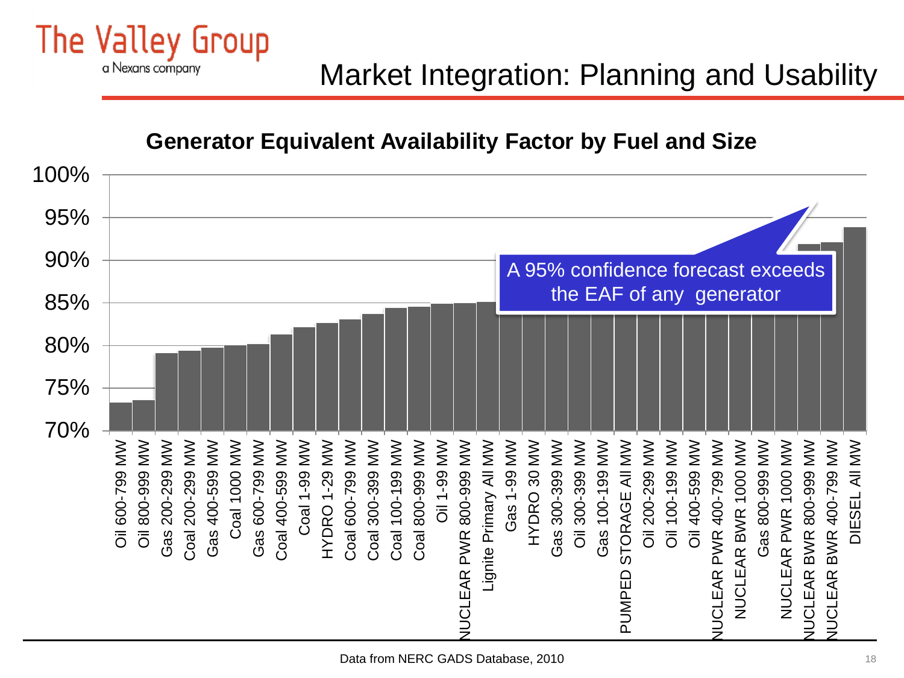# Market Integration: Planning and Usability

## Generator Equivalent Availability Factor by Fuel and Size

| Generator | EAF |
|---|---|
| Oil 600-799 MW | |
| Oil 800-999 MW | |
| Gas 200-299 MW | |
| Coal 200-299 MW | |
| Gas 400-599 MW | |
| Coal 1000 MW | |
| Gas 600-799 MW | |
| Coal 400-599 MW | |
| Coal 1-99 MW | |
| HYDRO 1-29 MW | |
| Coal 600-799 MW | |
| Coal 300-399 MW | |
| Coal 100-199 MW | |
| Coal 800-999 MW | |
| Oil 1-99 MW | |
| NUCLEAR PWR 800-999 MW | |
| Lignite Primary All MW | |
| Gas 1-99 MW | |
| HYDRO 30 MW | |
| Gas 300-399 MW | |
| Oil 300-399 MW | |
| Gas 100-199 MW | |
| PUMPED STORAGE All MW | |
| Oil 200-299 MW | |
| Oil 100-199 MW | |
| Oil 400-599 MW | |
| NUCLEAR PWR 400-799 MW | |
| NUCLEAR BWR 1000 MW | |
| Gas 800-999 MW | |
| NUCLEAR PWR 1000 MW | |
| NUCLEAR BWR 800-999 MW | |
| NUCLEAR BWR 400-799 MW | |
| DIESEL All MW | |

Y-axis: 70%, 75%, 80%, 85%, 90%, 95%, 100%

A 95% confidence forecast exceeds the EAF of any generator

Data from NERC GADS Database, 2010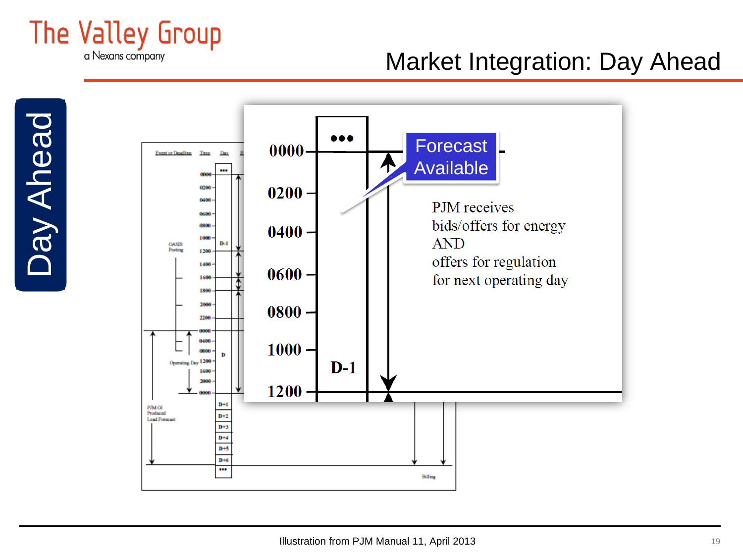# Market Integration: Day Ahead

Day Ahead

0000

0200

0400

0600

0800

1000

1200

D-1

Forecast Available

PJM receives bids/offers for energy AND offers for regulation for next operating day

Illustration from PJM Manual 11, April 2013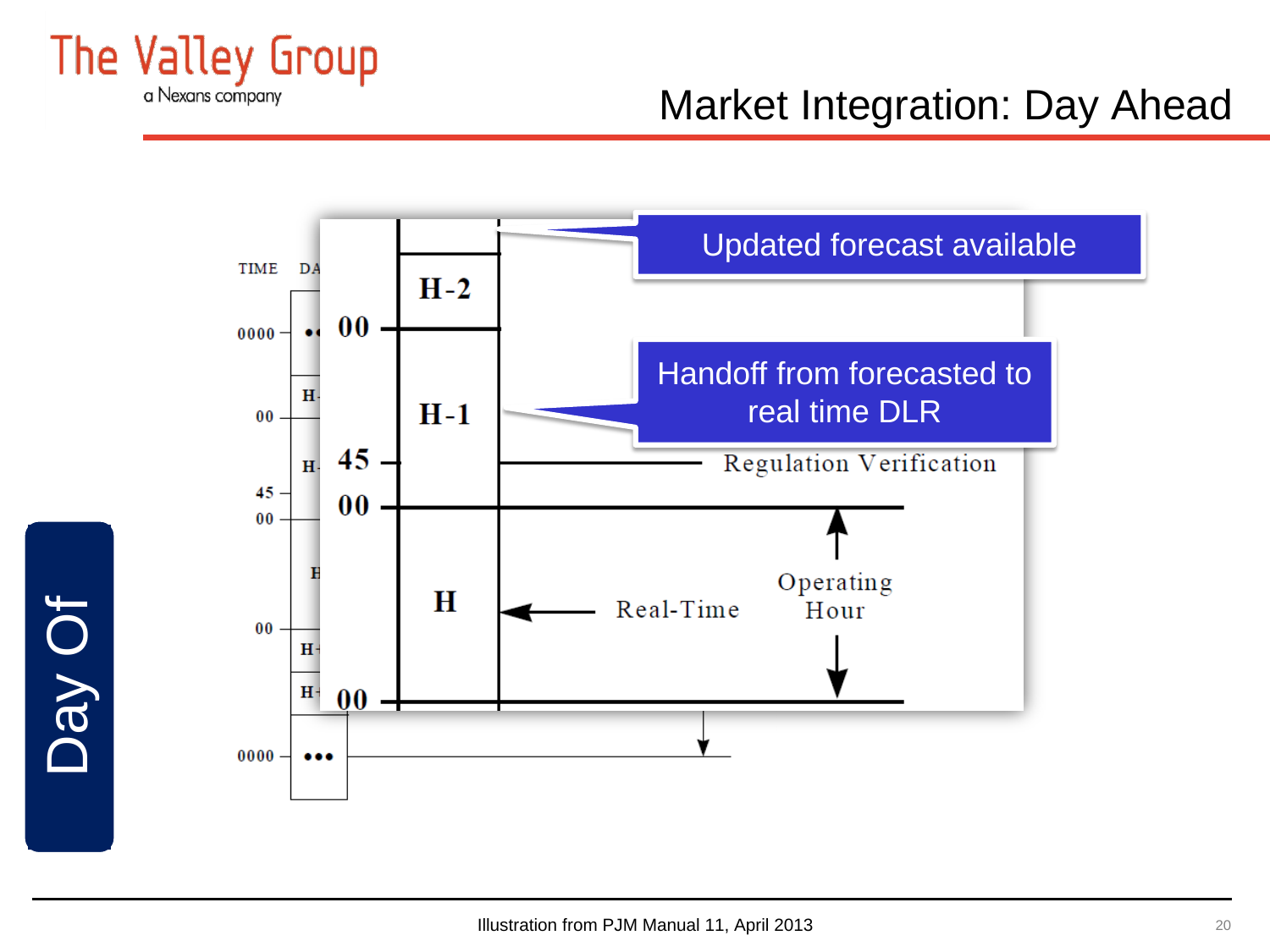# Market Integration: Day Ahead

Day Of

Updated forecast available

Handoff from forecasted to real time DLR

| TIME | |
|---|---|
| 00 | H-2 |
| | H-1 |
| 45 | Regulation Verification |
| 00 | |
| | H — Real-Time — Operating Hour |
| 00 | |

Illustration from PJM Manual 11, April 2013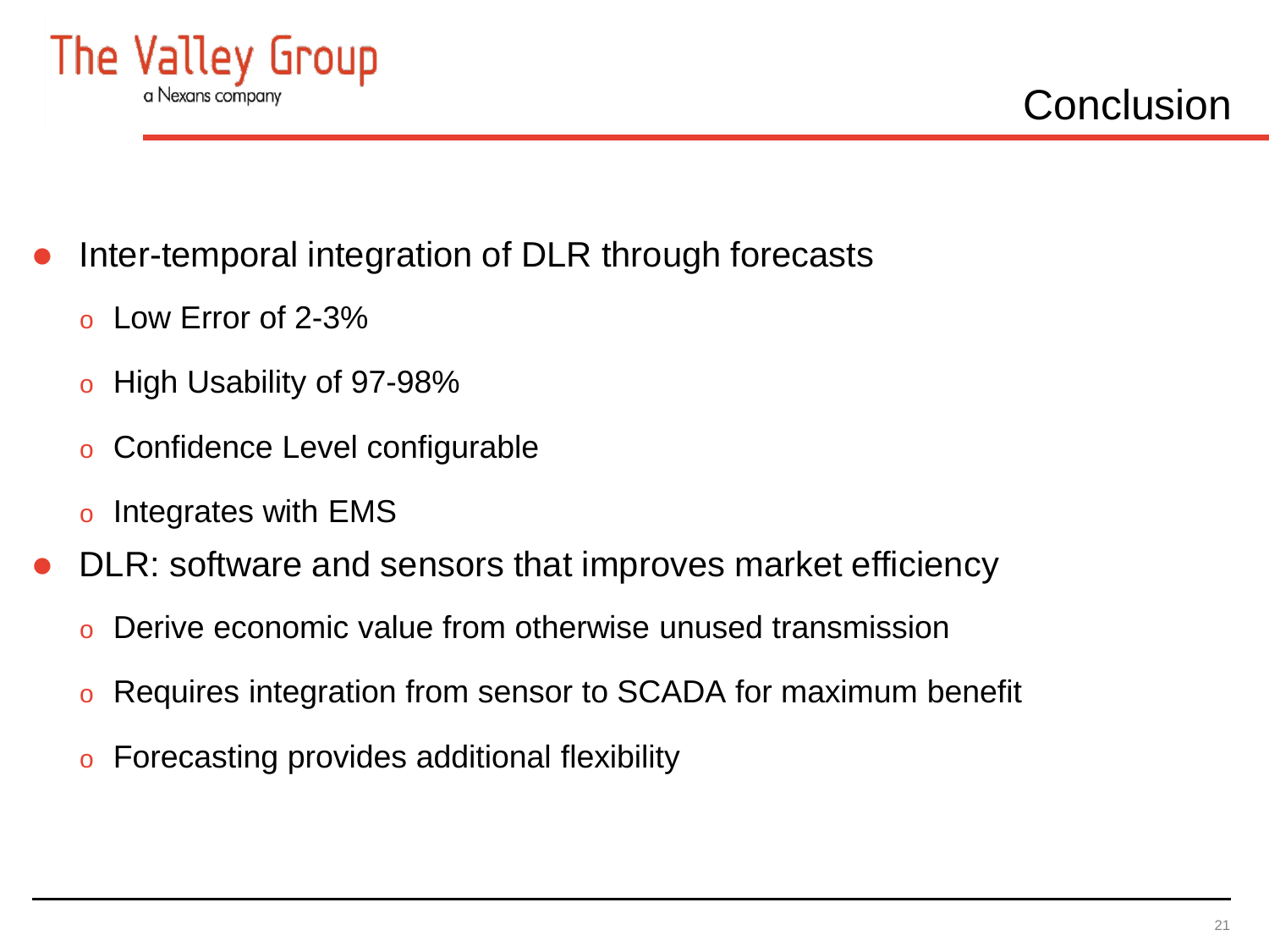# Conclusion

- Inter-temporal integration of DLR through forecasts
  - Low Error of 2-3%
  - High Usability of 97-98%
  - Confidence Level configurable
  - Integrates with EMS
- DLR: software and sensors that improves market efficiency
  - Derive economic value from otherwise unused transmission
  - Requires integration from sensor to SCADA for maximum benefit
  - Forecasting provides additional flexibility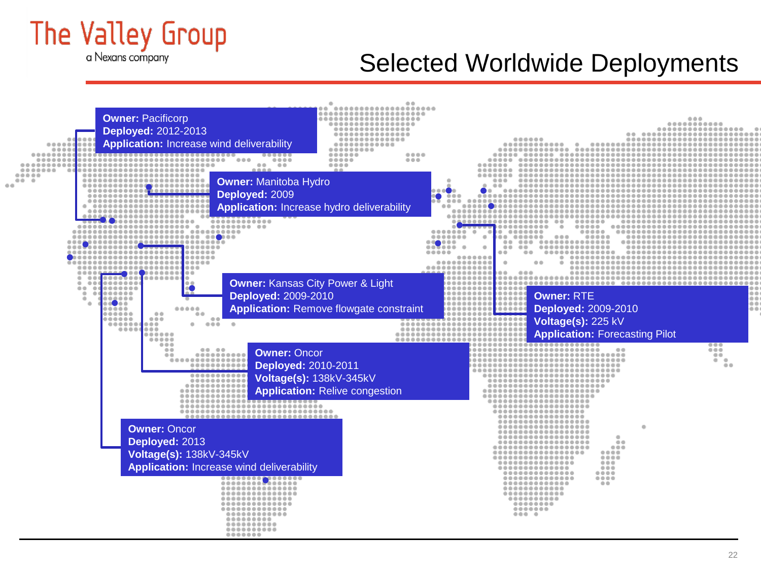The Valley Group
a Nexans company

# Selected Worldwide Deployments

**Owner:** Pacificorp
**Deployed:** 2012-2013
**Application:** Increase wind deliverability

**Owner:** Manitoba Hydro
**Deployed:** 2009
**Application:** Increase hydro deliverability

**Owner:** Kansas City Power & Light
**Deployed:** 2009-2010
**Application:** Remove flowgate constraint

**Owner:** Oncor
**Deployed:** 2010-2011
**Voltage(s):** 138kV-345kV
**Application:** Relive congestion

**Owner:** Oncor
**Deployed:** 2013
**Voltage(s):** 138kV-345kV
**Application:** Increase wind deliverability

**Owner:** RTE
**Deployed:** 2009-2010
**Voltage(s):** 225 kV
**Application:** Forecasting Pilot